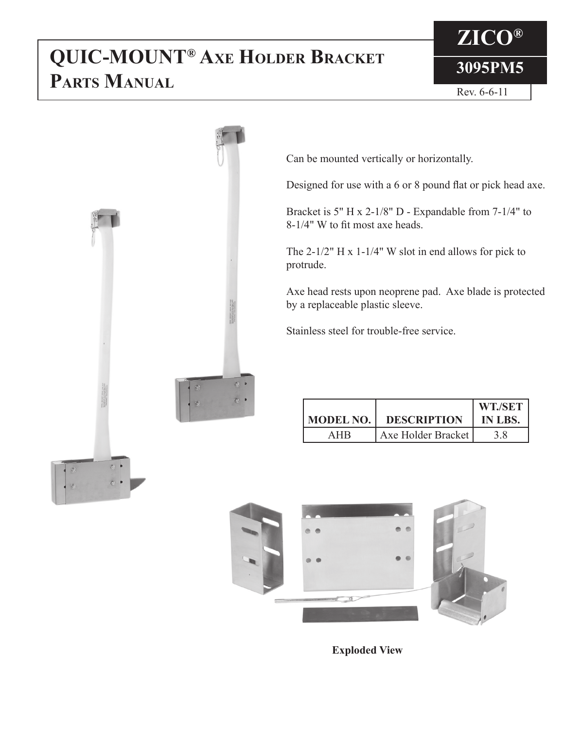# QUIC-MOUNT® Axe Holder Bracket Parts Manual

**ZICO®**

**3095PM5**

Rev. 6-6-11

Can be mounted vertically or horizontally.

Designed for use with a 6 or 8 pound flat or pick head axe.

Bracket is 5" H x 2-1/8" D - Expandable from 7-1/4" to 8-1/4" W to fit most axe heads.

The 2-1/2" H x 1-1/4" W slot in end allows for pick to protrude.

Axe head rests upon neoprene pad. Axe blade is protected by a replaceable plastic sleeve.

Stainless steel for trouble-free service.

| MODEL NO. | DESCRIPTION | WT./SET IN LBS. |
|---|---|---|
| AHB | Axe Holder Bracket | 3.8 |

**Exploded View**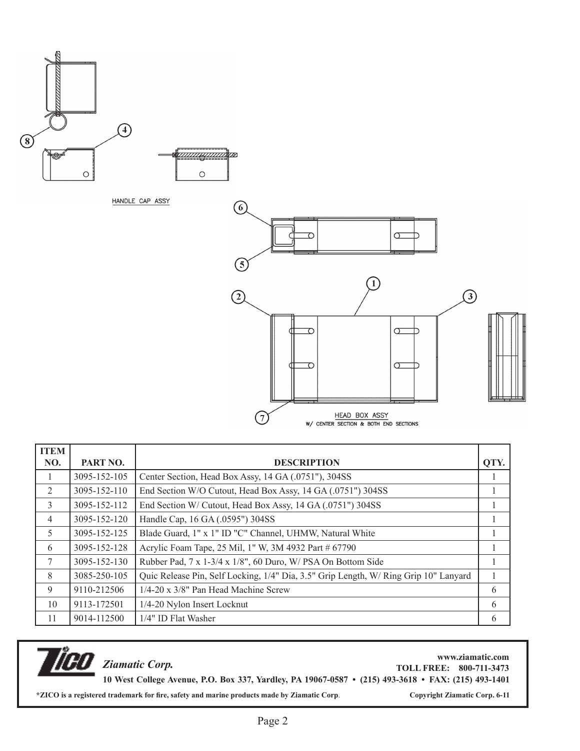HANDLE CAP ASSY

HEAD BOX ASSY
W/ CENTER SECTION & BOTH END SECTIONS

| ITEM NO. | PART NO. | DESCRIPTION | QTY. |
|---|---|---|---|
| 1 | 3095-152-105 | Center Section, Head Box Assy, 14 GA (.0751"), 304SS | 1 |
| 2 | 3095-152-110 | End Section W/O Cutout, Head Box Assy, 14 GA (.0751") 304SS | 1 |
| 3 | 3095-152-112 | End Section W/ Cutout, Head Box Assy, 14 GA (.0751") 304SS | 1 |
| 4 | 3095-152-120 | Handle Cap, 16 GA (.0595") 304SS | 1 |
| 5 | 3095-152-125 | Blade Guard, 1" x 1" ID "C" Channel, UHMW, Natural White | 1 |
| 6 | 3095-152-128 | Acrylic Foam Tape, 25 Mil, 1" W, 3M 4932 Part # 67790 | 1 |
| 7 | 3095-152-130 | Rubber Pad, 7 x 1-3/4 x 1/8", 60 Duro, W/ PSA On Bottom Side | 1 |
| 8 | 3085-250-105 | Quic Release Pin, Self Locking, 1/4" Dia, 3.5" Grip Length, W/ Ring Grip 10" Lanyard | 1 |
| 9 | 9110-212506 | 1/4-20 x 3/8" Pan Head Machine Screw | 6 |
| 10 | 9113-172501 | 1/4-20 Nylon Insert Locknut | 6 |
| 11 | 9014-112500 | 1/4" ID Flat Washer | 6 |

*Ziamatic Corp.*

www.ziamatic.com
TOLL FREE: 800-711-3473

**10 West College Avenue, P.O. Box 337, Yardley, PA 19067-0587 • (215) 493-3618 • FAX: (215) 493-1401**

*ZICO is a registered trademark for fire, safety and marine products made by Ziamatic Corp.

Copyright Ziamatic Corp. 6-11